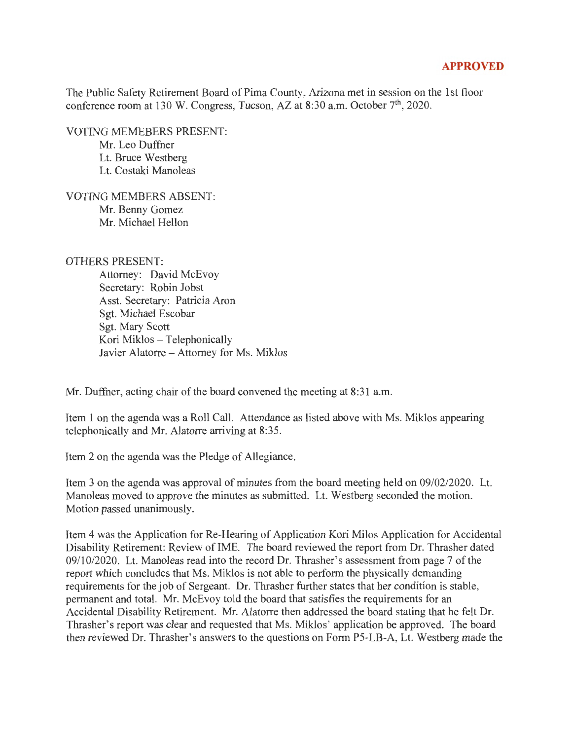**APPROVED**

The Public Safety Retirement Board of Pima County, Arizona met in session on the 1st floor conference room at 130 W. Congress, Tucson, AZ at 8:30 a.m. October 7th, 2020.

VOTING MEMEBERS PRESENT:
- Mr. Leo Duffner
- Lt. Bruce Westberg
- Lt. Costaki Manoleas

VOTING MEMBERS ABSENT:
- Mr. Benny Gomez
- Mr. Michael Hellon

OTHERS PRESENT:
- Attorney: David McEvoy
- Secretary: Robin Jobst
- Asst. Secretary: Patricia Aron
- Sgt. Michael Escobar
- Sgt. Mary Scott
- Kori Miklos – Telephonically
- Javier Alatorre – Attorney for Ms. Miklos

Mr. Duffner, acting chair of the board convened the meeting at 8:31 a.m.

Item 1 on the agenda was a Roll Call. Attendance as listed above with Ms. Miklos appearing telephonically and Mr. Alatorre arriving at 8:35.

Item 2 on the agenda was the Pledge of Allegiance.

Item 3 on the agenda was approval of minutes from the board meeting held on 09/02/2020. Lt. Manoleas moved to approve the minutes as submitted. Lt. Westberg seconded the motion. Motion passed unanimously.

Item 4 was the Application for Re-Hearing of Application Kori Milos Application for Accidental Disability Retirement: Review of IME. The board reviewed the report from Dr. Thrasher dated 09/10/2020. Lt. Manoleas read into the record Dr. Thrasher's assessment from page 7 of the report which concludes that Ms. Miklos is not able to perform the physically demanding requirements for the job of Sergeant. Dr. Thrasher further states that her condition is stable, permanent and total. Mr. McEvoy told the board that satisfies the requirements for an Accidental Disability Retirement. Mr. Alatorre then addressed the board stating that he felt Dr. Thrasher's report was clear and requested that Ms. Miklos' application be approved. The board then reviewed Dr. Thrasher's answers to the questions on Form P5-LB-A, Lt. Westberg made the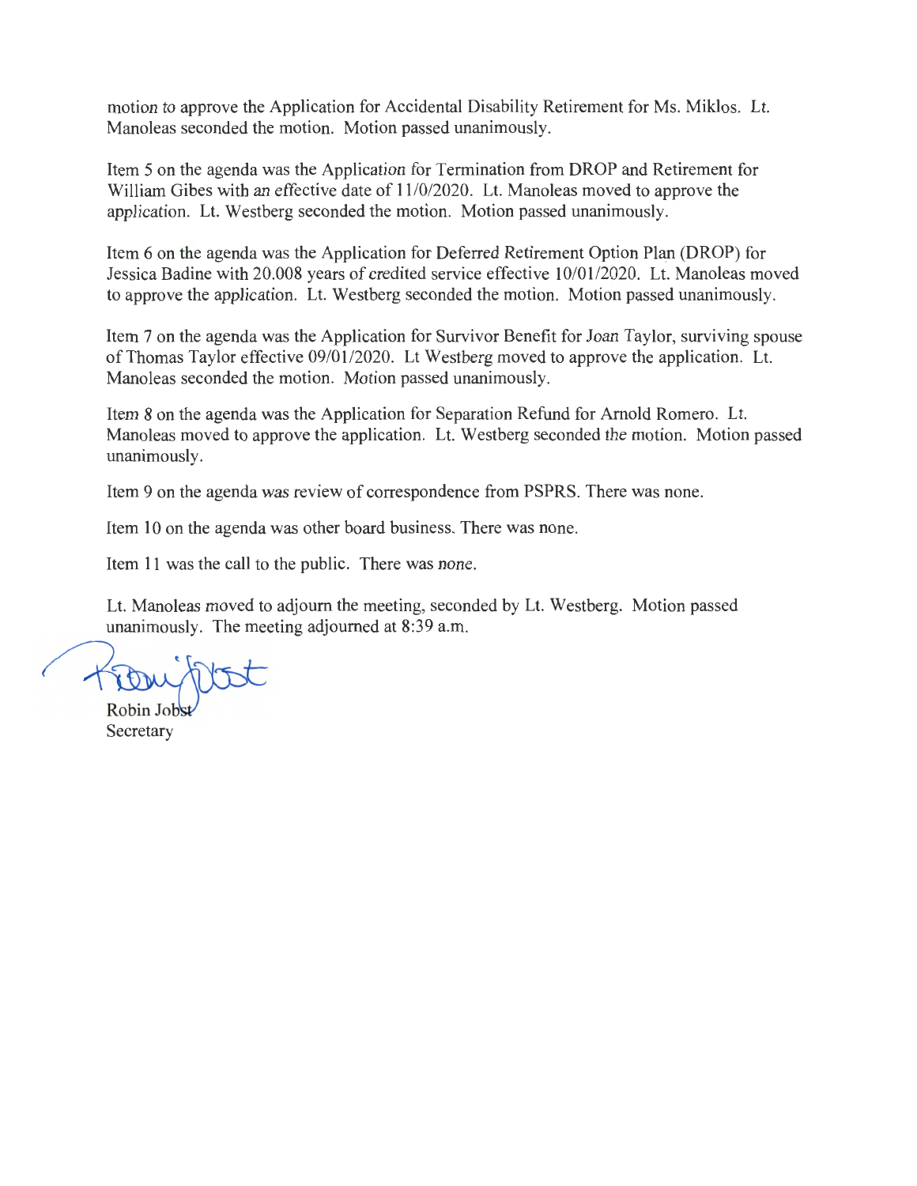motion to approve the Application for Accidental Disability Retirement for Ms. Miklos. Lt. Manoleas seconded the motion. Motion passed unanimously.

Item 5 on the agenda was the Application for Termination from DROP and Retirement for William Gibes with an effective date of 11/0/2020. Lt. Manoleas moved to approve the application. Lt. Westberg seconded the motion. Motion passed unanimously.

Item 6 on the agenda was the Application for Deferred Retirement Option Plan (DROP) for Jessica Badine with 20.008 years of credited service effective 10/01/2020. Lt. Manoleas moved to approve the application. Lt. Westberg seconded the motion. Motion passed unanimously.

Item 7 on the agenda was the Application for Survivor Benefit for Joan Taylor, surviving spouse of Thomas Taylor effective 09/01/2020. Lt Westberg moved to approve the application. Lt. Manoleas seconded the motion. Motion passed unanimously.

Item 8 on the agenda was the Application for Separation Refund for Arnold Romero. Lt. Manoleas moved to approve the application. Lt. Westberg seconded the motion. Motion passed unanimously.

Item 9 on the agenda was review of correspondence from PSPRS. There was none.

Item 10 on the agenda was other board business. There was none.

Item 11 was the call to the public. There was none.

Lt. Manoleas moved to adjourn the meeting, seconded by Lt. Westberg. Motion passed unanimously. The meeting adjourned at 8:39 a.m.

Robin Jobst
Secretary